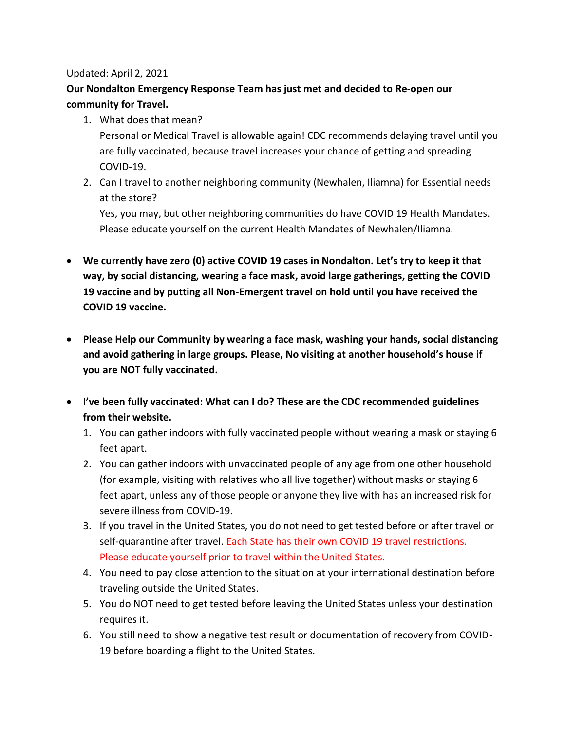Updated: April 2, 2021

**Our Nondalton Emergency Response Team has just met and decided to Re-open our community for Travel.**

1. What does that mean?
   Personal or Medical Travel is allowable again! CDC recommends delaying travel until you are fully vaccinated, because travel increases your chance of getting and spreading COVID-19.
2. Can I travel to another neighboring community (Newhalen, Iliamna) for Essential needs at the store?
   Yes, you may, but other neighboring communities do have COVID 19 Health Mandates. Please educate yourself on the current Health Mandates of Newhalen/Iliamna.

- **We currently have zero (0) active COVID 19 cases in Nondalton. Let's try to keep it that way, by social distancing, wearing a face mask, avoid large gatherings, getting the COVID 19 vaccine and by putting all Non-Emergent travel on hold until you have received the COVID 19 vaccine.**

- **Please Help our Community by wearing a face mask, washing your hands, social distancing and avoid gathering in large groups. Please, No visiting at another household's house if you are NOT fully vaccinated.**

- **I've been fully vaccinated: What can I do? These are the CDC recommended guidelines from their website.**
  1. You can gather indoors with fully vaccinated people without wearing a mask or staying 6 feet apart.
  2. You can gather indoors with unvaccinated people of any age from one other household (for example, visiting with relatives who all live together) without masks or staying 6 feet apart, unless any of those people or anyone they live with has an increased risk for severe illness from COVID-19.
  3. If you travel in the United States, you do not need to get tested before or after travel or self-quarantine after travel. Each State has their own COVID 19 travel restrictions. Please educate yourself prior to travel within the United States.
  4. You need to pay close attention to the situation at your international destination before traveling outside the United States.
  5. You do NOT need to get tested before leaving the United States unless your destination requires it.
  6. You still need to show a negative test result or documentation of recovery from COVID-19 before boarding a flight to the United States.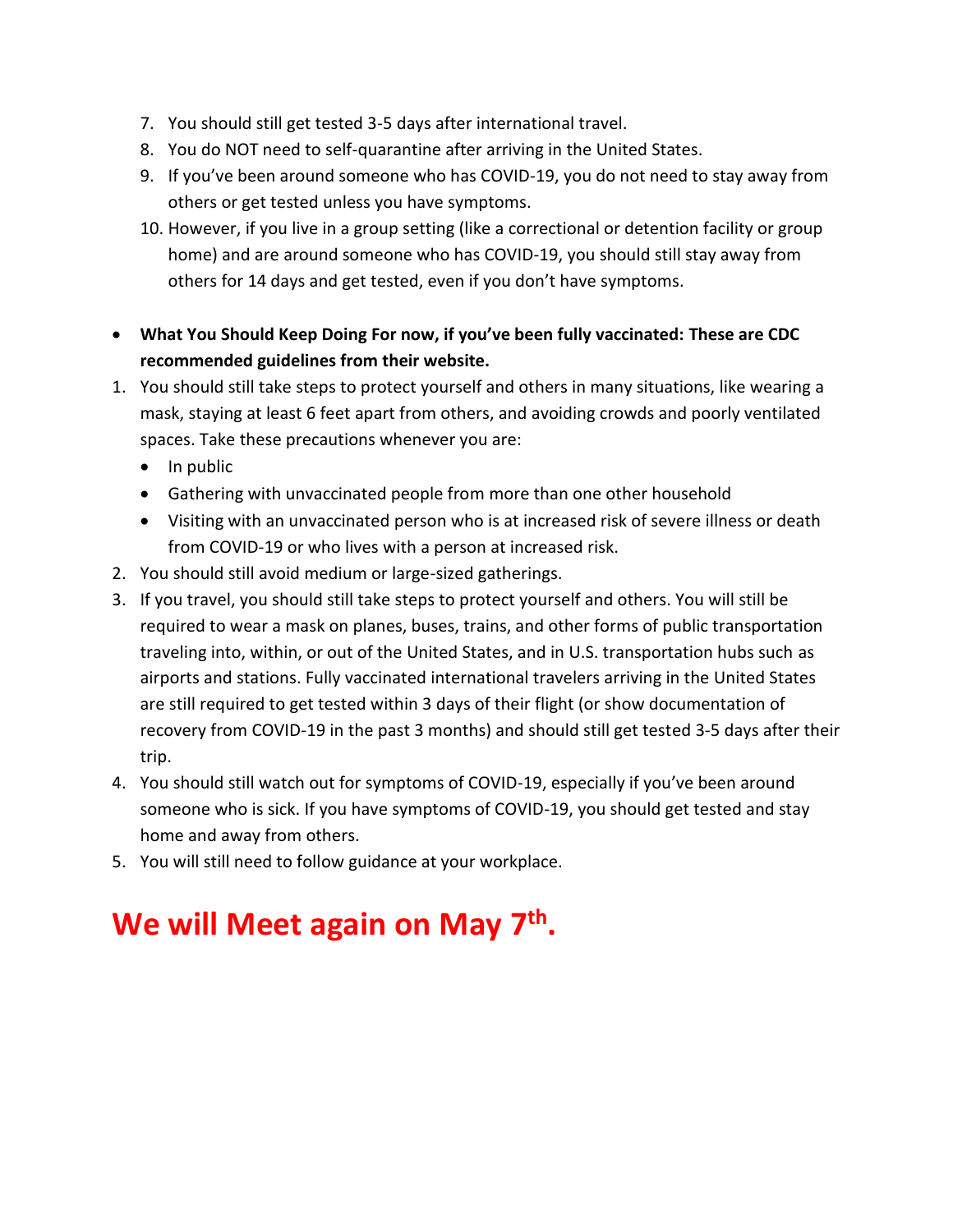7. You should still get tested 3-5 days after international travel.
8. You do NOT need to self-quarantine after arriving in the United States.
9. If you've been around someone who has COVID-19, you do not need to stay away from others or get tested unless you have symptoms.
10. However, if you live in a group setting (like a correctional or detention facility or group home) and are around someone who has COVID-19, you should still stay away from others for 14 days and get tested, even if you don't have symptoms.

- **What You Should Keep Doing For now, if you've been fully vaccinated: These are CDC recommended guidelines from their website.**

1. You should still take steps to protect yourself and others in many situations, like wearing a mask, staying at least 6 feet apart from others, and avoiding crowds and poorly ventilated spaces. Take these precautions whenever you are:
   - In public
   - Gathering with unvaccinated people from more than one other household
   - Visiting with an unvaccinated person who is at increased risk of severe illness or death from COVID-19 or who lives with a person at increased risk.
2. You should still avoid medium or large-sized gatherings.
3. If you travel, you should still take steps to protect yourself and others. You will still be required to wear a mask on planes, buses, trains, and other forms of public transportation traveling into, within, or out of the United States, and in U.S. transportation hubs such as airports and stations. Fully vaccinated international travelers arriving in the United States are still required to get tested within 3 days of their flight (or show documentation of recovery from COVID-19 in the past 3 months) and should still get tested 3-5 days after their trip.
4. You should still watch out for symptoms of COVID-19, especially if you've been around someone who is sick. If you have symptoms of COVID-19, you should get tested and stay home and away from others.
5. You will still need to follow guidance at your workplace.

# We will Meet again on May 7th.